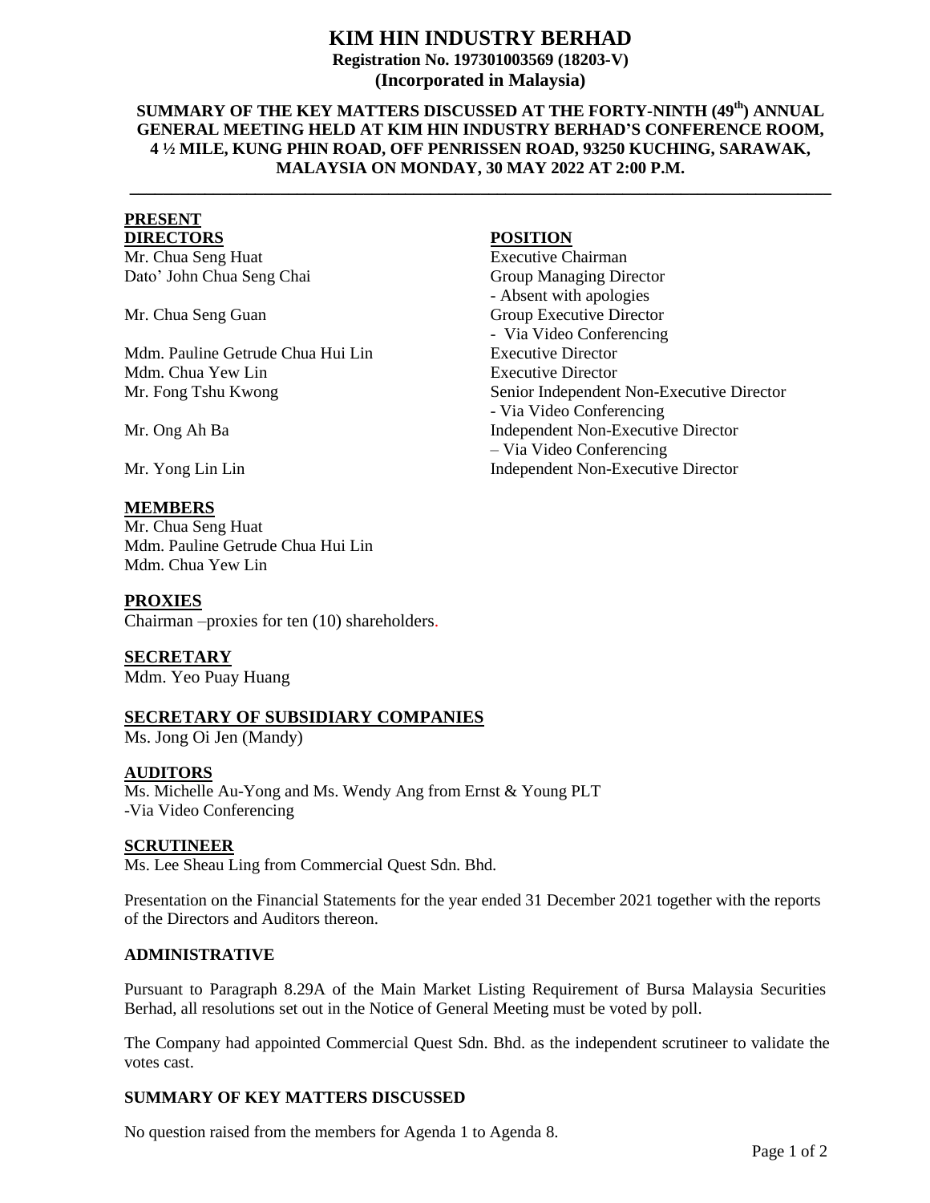# KIM HIN INDUSTRY BERHAD

**Registration No. 197301003569 (18203-V)**
**(Incorporated in Malaysia)**

**SUMMARY OF THE KEY MATTERS DISCUSSED AT THE FORTY-NINTH (49th) ANNUAL GENERAL MEETING HELD AT KIM HIN INDUSTRY BERHAD'S CONFERENCE ROOM, 4 ½ MILE, KUNG PHIN ROAD, OFF PENRISSEN ROAD, 93250 KUCHING, SARAWAK, MALAYSIA ON MONDAY, 30 MAY 2022 AT 2:00 P.M.**

---

## PRESENT

| DIRECTORS | POSITION |
|---|---|
| Mr. Chua Seng Huat | Executive Chairman |
| Dato' John Chua Seng Chai | Group Managing Director - Absent with apologies |
| Mr. Chua Seng Guan | Group Executive Director - Via Video Conferencing |
| Mdm. Pauline Getrude Chua Hui Lin | Executive Director |
| Mdm. Chua Yew Lin | Executive Director |
| Mr. Fong Tshu Kwong | Senior Independent Non-Executive Director - Via Video Conferencing |
| Mr. Ong Ah Ba | Independent Non-Executive Director – Via Video Conferencing |
| Mr. Yong Lin Lin | Independent Non-Executive Director |

### MEMBERS

Mr. Chua Seng Huat
Mdm. Pauline Getrude Chua Hui Lin
Mdm. Chua Yew Lin

### PROXIES

Chairman –proxies for ten (10) shareholders.

### SECRETARY

Mdm. Yeo Puay Huang

### SECRETARY OF SUBSIDIARY COMPANIES

Ms. Jong Oi Jen (Mandy)

### AUDITORS

Ms. Michelle Au-Yong and Ms. Wendy Ang from Ernst & Young PLT
-Via Video Conferencing

### SCRUTINEER

Ms. Lee Sheau Ling from Commercial Quest Sdn. Bhd.

Presentation on the Financial Statements for the year ended 31 December 2021 together with the reports of the Directors and Auditors thereon.

### ADMINISTRATIVE

Pursuant to Paragraph 8.29A of the Main Market Listing Requirement of Bursa Malaysia Securities Berhad, all resolutions set out in the Notice of General Meeting must be voted by poll.

The Company had appointed Commercial Quest Sdn. Bhd. as the independent scrutineer to validate the votes cast.

### SUMMARY OF KEY MATTERS DISCUSSED

No question raised from the members for Agenda 1 to Agenda 8.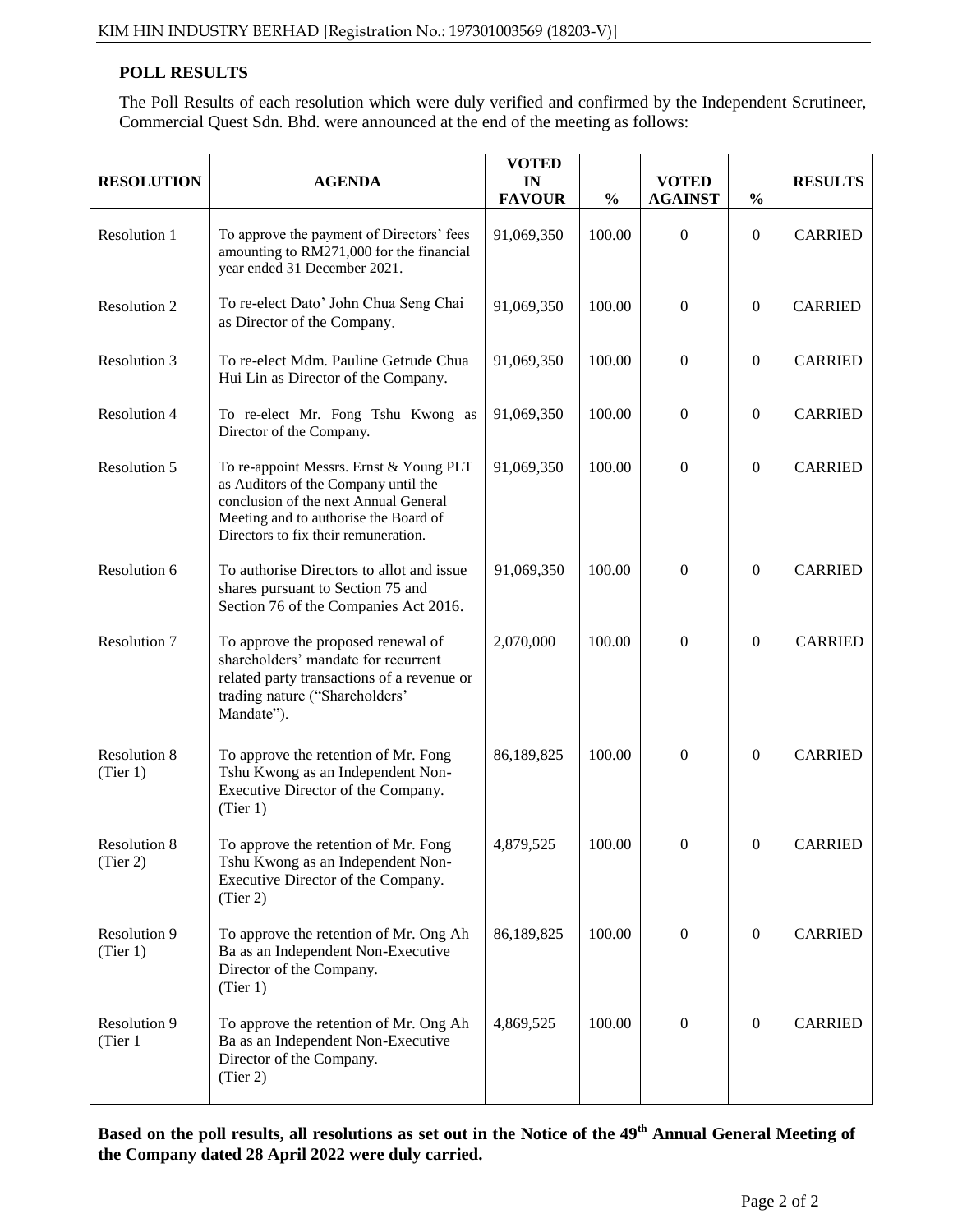## POLL RESULTS

The Poll Results of each resolution which were duly verified and confirmed by the Independent Scrutineer, Commercial Quest Sdn. Bhd. were announced at the end of the meeting as follows:

| RESOLUTION | AGENDA | VOTED IN FAVOUR | % | VOTED AGAINST | % | RESULTS |
|---|---|---|---|---|---|---|
| Resolution 1 | To approve the payment of Directors' fees amounting to RM271,000 for the financial year ended 31 December 2021. | 91,069,350 | 100.00 | 0 | 0 | CARRIED |
| Resolution 2 | To re-elect Dato' John Chua Seng Chai as Director of the Company. | 91,069,350 | 100.00 | 0 | 0 | CARRIED |
| Resolution 3 | To re-elect Mdm. Pauline Getrude Chua Hui Lin as Director of the Company. | 91,069,350 | 100.00 | 0 | 0 | CARRIED |
| Resolution 4 | To re-elect Mr. Fong Tshu Kwong as Director of the Company. | 91,069,350 | 100.00 | 0 | 0 | CARRIED |
| Resolution 5 | To re-appoint Messrs. Ernst & Young PLT as Auditors of the Company until the conclusion of the next Annual General Meeting and to authorise the Board of Directors to fix their remuneration. | 91,069,350 | 100.00 | 0 | 0 | CARRIED |
| Resolution 6 | To authorise Directors to allot and issue shares pursuant to Section 75 and Section 76 of the Companies Act 2016. | 91,069,350 | 100.00 | 0 | 0 | CARRIED |
| Resolution 7 | To approve the proposed renewal of shareholders' mandate for recurrent related party transactions of a revenue or trading nature ("Shareholders' Mandate"). | 2,070,000 | 100.00 | 0 | 0 | CARRIED |
| Resolution 8 (Tier 1) | To approve the retention of Mr. Fong Tshu Kwong as an Independent Non-Executive Director of the Company. (Tier 1) | 86,189,825 | 100.00 | 0 | 0 | CARRIED |
| Resolution 8 (Tier 2) | To approve the retention of Mr. Fong Tshu Kwong as an Independent Non-Executive Director of the Company. (Tier 2) | 4,879,525 | 100.00 | 0 | 0 | CARRIED |
| Resolution 9 (Tier 1) | To approve the retention of Mr. Ong Ah Ba as an Independent Non-Executive Director of the Company. (Tier 1) | 86,189,825 | 100.00 | 0 | 0 | CARRIED |
| Resolution 9 (Tier 1 | To approve the retention of Mr. Ong Ah Ba as an Independent Non-Executive Director of the Company. (Tier 2) | 4,869,525 | 100.00 | 0 | 0 | CARRIED |

**Based on the poll results, all resolutions as set out in the Notice of the 49th Annual General Meeting of the Company dated 28 April 2022 were duly carried.**